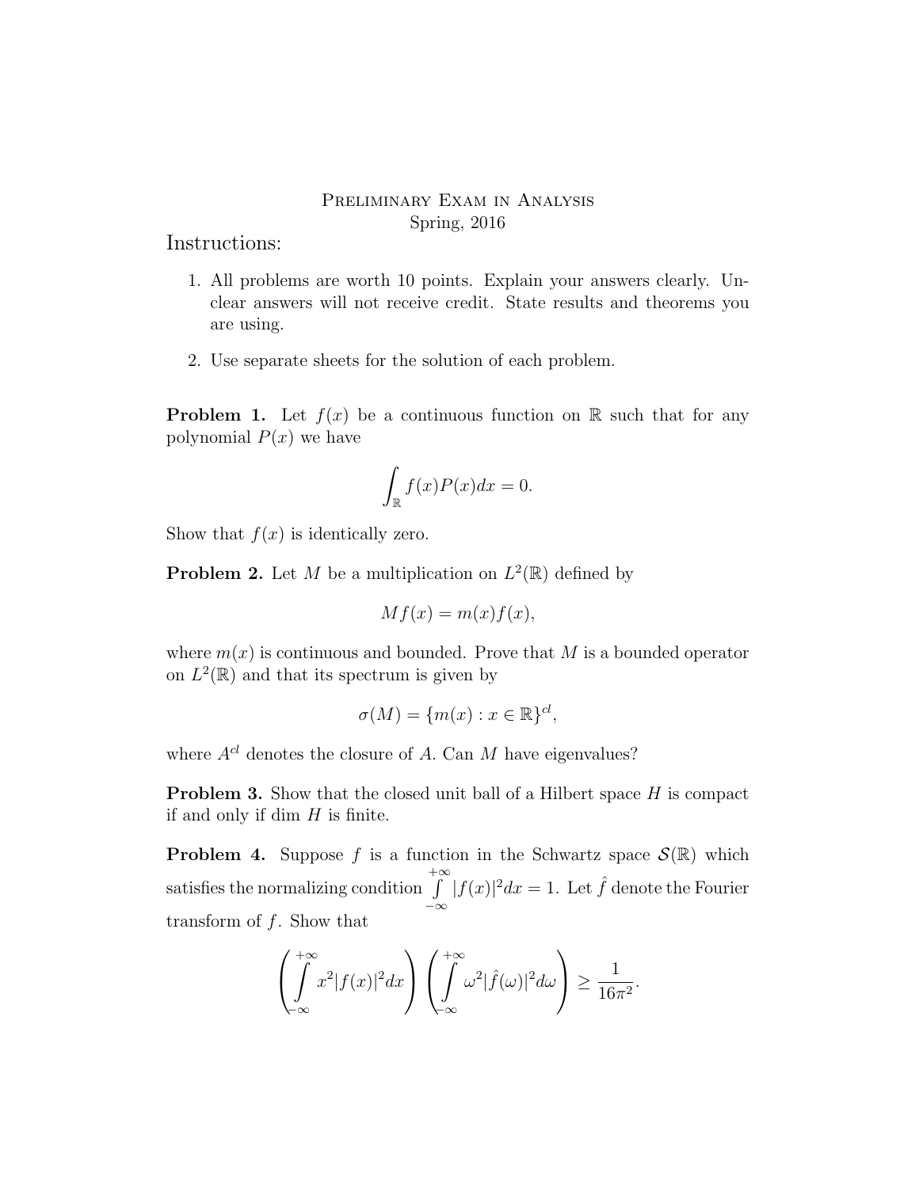# Preliminary Exam in Analysis

Spring, 2016

## Instructions:

1. All problems are worth 10 points. Explain your answers clearly. Unclear answers will not receive credit. State results and theorems you are using.

2. Use separate sheets for the solution of each problem.

**Problem 1.** Let $f(x)$ be a continuous function on $\mathbb{R}$ such that for any polynomial $P(x)$ we have

$$\int_{\mathbb{R}} f(x)P(x)dx = 0.$$

Show that $f(x)$ is identically zero.

**Problem 2.** Let $M$ be a multiplication on $L^2(\mathbb{R})$ defined by

$$Mf(x) = m(x)f(x),$$

where $m(x)$ is continuous and bounded. Prove that $M$ is a bounded operator on $L^2(\mathbb{R})$ and that its spectrum is given by

$$\sigma(M) = \{m(x) : x \in \mathbb{R}\}^{cl},$$

where $A^{cl}$ denotes the closure of $A$. Can $M$ have eigenvalues?

**Problem 3.** Show that the closed unit ball of a Hilbert space $H$ is compact if and only if dim $H$ is finite.

**Problem 4.** Suppose $f$ is a function in the Schwartz space $\mathcal{S}(\mathbb{R})$ which satisfies the normalizing condition $\int\limits_{-\infty}^{+\infty} |f(x)|^2 dx = 1$. Let $\hat{f}$ denote the Fourier transform of $f$. Show that

$$\left( \int\limits_{-\infty}^{+\infty} x^2 |f(x)|^2 dx \right) \left( \int\limits_{-\infty}^{+\infty} \omega^2 |\hat{f}(\omega)|^2 d\omega \right) \geq \frac{1}{16\pi^2}.$$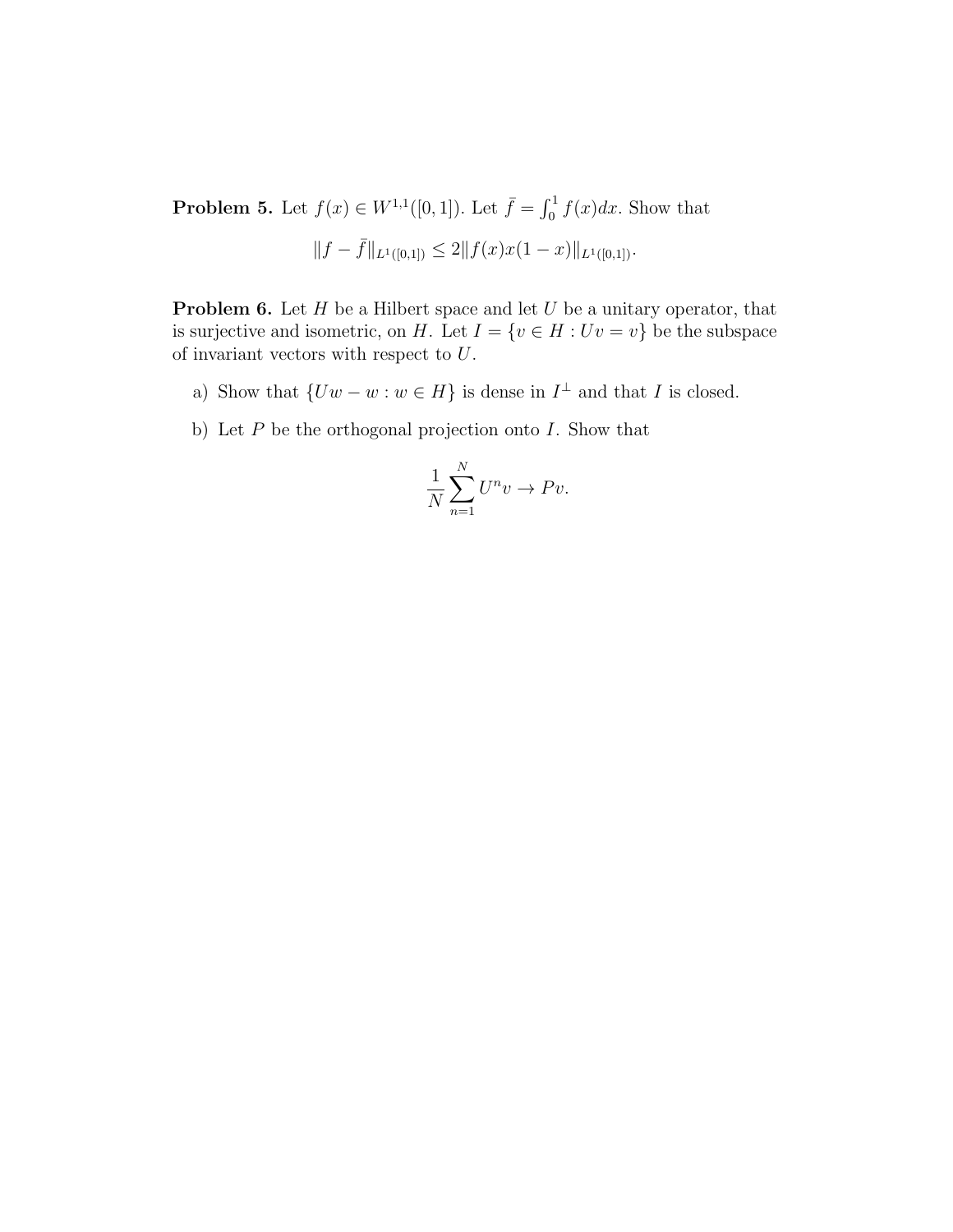**Problem 5.** Let $f(x) \in W^{1,1}([0,1])$. Let $\bar{f} = \int_0^1 f(x)dx$. Show that

$$\|f - \bar{f}\|_{L^1([0,1])} \leq 2\|f(x)x(1-x)\|_{L^1([0,1])}.$$

**Problem 6.** Let $H$ be a Hilbert space and let $U$ be a unitary operator, that is surjective and isometric, on $H$. Let $I = \{v \in H : Uv = v\}$ be the subspace of invariant vectors with respect to $U$.

a) Show that $\{Uw - w : w \in H\}$ is dense in $I^\perp$ and that $I$ is closed.

b) Let $P$ be the orthogonal projection onto $I$. Show that

$$\frac{1}{N}\sum_{n=1}^{N} U^n v \to Pv.$$